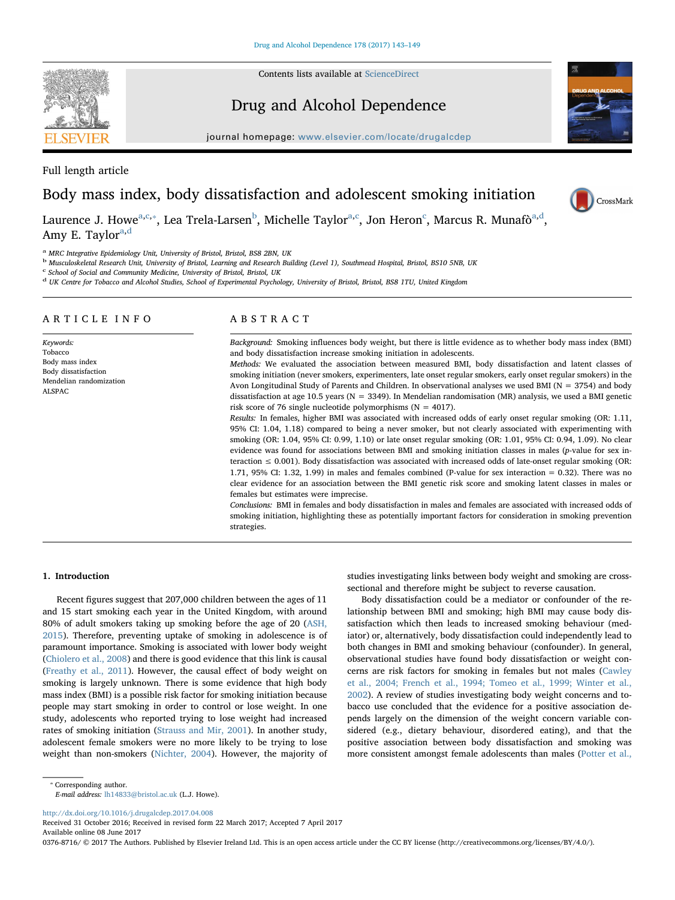Full length article

# Body mass index, body dissatisfaction and adolescent smoking initiation

Laurence J. Howe[a,c,*], Lea Trela-Larsen[b], Michelle Taylor[a,c], Jon Heron[c], Marcus R. Munafò[a,d], Amy E. Taylor[a,d]

[a] MRC Integrative Epidemiology Unit, University of Bristol, Bristol, BS8 2BN, UK
[b] Musculoskeletal Research Unit, University of Bristol, Learning and Research Building (Level 1), Southmead Hospital, Bristol, BS10 5NB, UK
[c] School of Social and Community Medicine, University of Bristol, Bristol, UK
[d] UK Centre for Tobacco and Alcohol Studies, School of Experimental Psychology, University of Bristol, Bristol, BS8 1TU, United Kingdom

## ARTICLE INFO

*Keywords:*
Tobacco
Body mass index
Body dissatisfaction
Mendelian randomization
ALSPAC

## ABSTRACT

*Background:* Smoking influences body weight, but there is little evidence as to whether body mass index (BMI) and body dissatisfaction increase smoking initiation in adolescents.

*Methods:* We evaluated the association between measured BMI, body dissatisfaction and latent classes of smoking initiation (never smokers, experimenters, late onset regular smokers, early onset regular smokers) in the Avon Longitudinal Study of Parents and Children. In observational analyses we used BMI (N = 3754) and body dissatisfaction at age 10.5 years (N = 3349). In Mendelian randomisation (MR) analysis, we used a BMI genetic risk score of 76 single nucleotide polymorphisms (N = 4017).

*Results:* In females, higher BMI was associated with increased odds of early onset regular smoking (OR: 1.11, 95% CI: 1.04, 1.18) compared to being a never smoker, but not clearly associated with experimenting with smoking (OR: 1.04, 95% CI: 0.99, 1.10) or late onset regular smoking (OR: 1.01, 95% CI: 0.94, 1.09). No clear evidence was found for associations between BMI and smoking initiation classes in males (*p*-value for sex interaction $\leq$ 0.001). Body dissatisfaction was associated with increased odds of late-onset regular smoking (OR: 1.71, 95% CI: 1.32, 1.99) in males and females combined (P-value for sex interaction = 0.32). There was no clear evidence for an association between the BMI genetic risk score and smoking latent classes in males or females but estimates were imprecise.

*Conclusions:* BMI in females and body dissatisfaction in males and females are associated with increased odds of smoking initiation, highlighting these as potentially important factors for consideration in smoking prevention strategies.

## 1. Introduction

Recent figures suggest that 207,000 children between the ages of 11 and 15 start smoking each year in the United Kingdom, with around 80% of adult smokers taking up smoking before the age of 20 (ASH, 2015). Therefore, preventing uptake of smoking in adolescence is of paramount importance. Smoking is associated with lower body weight (Chiolero et al., 2008) and there is good evidence that this link is causal (Freathy et al., 2011). However, the causal effect of body weight on smoking is largely unknown. There is some evidence that high body mass index (BMI) is a possible risk factor for smoking initiation because people may start smoking in order to control or lose weight. In one study, adolescents who reported trying to lose weight had increased rates of smoking initiation (Strauss and Mir, 2001). In another study, adolescent female smokers were no more likely to be trying to lose weight than non-smokers (Nichter, 2004). However, the majority of studies investigating links between body weight and smoking are cross-sectional and therefore might be subject to reverse causation.

Body dissatisfaction could be a mediator or confounder of the relationship between BMI and smoking; high BMI may cause body dissatisfaction which then leads to increased smoking behaviour (mediator) or, alternatively, body dissatisfaction could independently lead to both changes in BMI and smoking behaviour (confounder). In general, observational studies have found body dissatisfaction or weight concerns are risk factors for smoking in females but not males (Cawley et al., 2004; French et al., 1994; Tomeo et al., 1999; Winter et al., 2002). A review of studies investigating body weight concerns and tobacco use concluded that the evidence for a positive association depends largely on the dimension of the weight concern variable considered (e.g., dietary behaviour, disordered eating), and that the positive association between body dissatisfaction and smoking was more consistent amongst female adolescents than males (Potter et al.,

* Corresponding author.
*E-mail address:* lh14833@bristol.ac.uk (L.J. Howe).

http://dx.doi.org/10.1016/j.drugalcdep.2017.04.008
Received 31 October 2016; Received in revised form 22 March 2017; Accepted 7 April 2017
Available online 08 June 2017
0376-8716/ © 2017 The Authors. Published by Elsevier Ireland Ltd. This is an open access article under the CC BY license (http://creativecommons.org/licenses/BY/4.0/).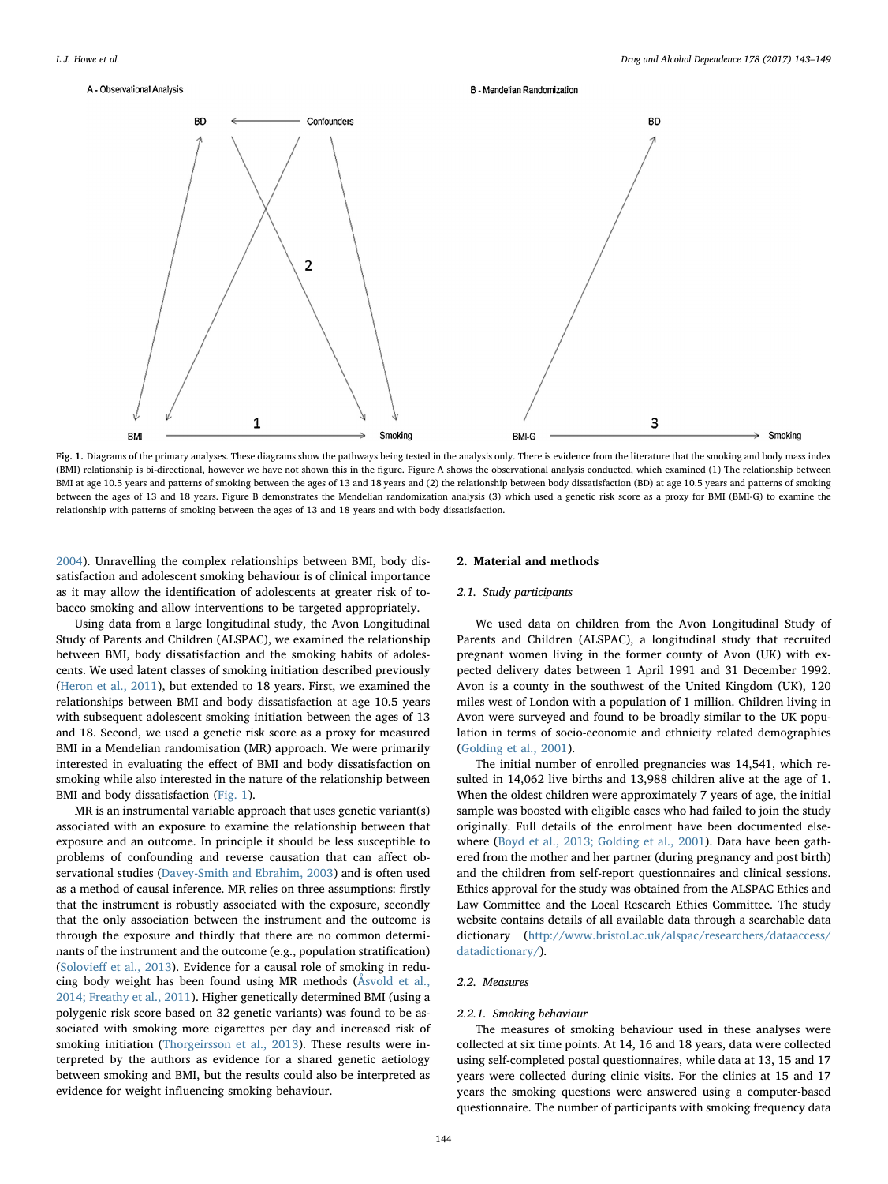Fig. 1. Diagrams of the primary analyses. These diagrams show the pathways being tested in the analysis only. There is evidence from the literature that the smoking and body mass index (BMI) relationship is bi-directional, however we have not shown this in the figure. Figure A shows the observational analysis conducted, which examined (1) The relationship between BMI at age 10.5 years and patterns of smoking between the ages of 13 and 18 years and (2) the relationship between body dissatisfaction (BD) at age 10.5 years and patterns of smoking between the ages of 13 and 18 years. Figure B demonstrates the Mendelian randomization analysis (3) which used a genetic risk score as a proxy for BMI (BMI-G) to examine the relationship with patterns of smoking between the ages of 13 and 18 years and with body dissatisfaction.

2004). Unravelling the complex relationships between BMI, body dissatisfaction and adolescent smoking behaviour is of clinical importance as it may allow the identification of adolescents at greater risk of tobacco smoking and allow interventions to be targeted appropriately.

Using data from a large longitudinal study, the Avon Longitudinal Study of Parents and Children (ALSPAC), we examined the relationship between BMI, body dissatisfaction and the smoking habits of adolescents. We used latent classes of smoking initiation described previously (Heron et al., 2011), but extended to 18 years. First, we examined the relationships between BMI and body dissatisfaction at age 10.5 years with subsequent adolescent smoking initiation between the ages of 13 and 18. Second, we used a genetic risk score as a proxy for measured BMI in a Mendelian randomisation (MR) approach. We were primarily interested in evaluating the effect of BMI and body dissatisfaction on smoking while also interested in the nature of the relationship between BMI and body dissatisfaction (Fig. 1).

MR is an instrumental variable approach that uses genetic variant(s) associated with an exposure to examine the relationship between that exposure and an outcome. In principle it should be less susceptible to problems of confounding and reverse causation that can affect observational studies (Davey-Smith and Ebrahim, 2003) and is often used as a method of causal inference. MR relies on three assumptions: firstly that the instrument is robustly associated with the exposure, secondly that the only association between the instrument and the outcome is through the exposure and thirdly that there are no common determinants of the instrument and the outcome (e.g., population stratification) (Solovieff et al., 2013). Evidence for a causal role of smoking in reducing body weight has been found using MR methods (Åsvold et al., 2014; Freathy et al., 2011). Higher genetically determined BMI (using a polygenic risk score based on 32 genetic variants) was found to be associated with smoking more cigarettes per day and increased risk of smoking initiation (Thorgeirsson et al., 2013). These results were interpreted by the authors as evidence for a shared genetic aetiology between smoking and BMI, but the results could also be interpreted as evidence for weight influencing smoking behaviour.

## 2. Material and methods

### 2.1. Study participants

We used data on children from the Avon Longitudinal Study of Parents and Children (ALSPAC), a longitudinal study that recruited pregnant women living in the former county of Avon (UK) with expected delivery dates between 1 April 1991 and 31 December 1992. Avon is a county in the southwest of the United Kingdom (UK), 120 miles west of London with a population of 1 million. Children living in Avon were surveyed and found to be broadly similar to the UK population in terms of socio-economic and ethnicity related demographics (Golding et al., 2001).

The initial number of enrolled pregnancies was 14,541, which resulted in 14,062 live births and 13,988 children alive at the age of 1. When the oldest children were approximately 7 years of age, the initial sample was boosted with eligible cases who had failed to join the study originally. Full details of the enrolment have been documented elsewhere (Boyd et al., 2013; Golding et al., 2001). Data have been gathered from the mother and her partner (during pregnancy and post birth) and the children from self-report questionnaires and clinical sessions. Ethics approval for the study was obtained from the ALSPAC Ethics and Law Committee and the Local Research Ethics Committee. The study website contains details of all available data through a searchable data dictionary (http://www.bristol.ac.uk/alspac/researchers/dataaccess/datadictionary/).

### 2.2. Measures

#### 2.2.1. Smoking behaviour

The measures of smoking behaviour used in these analyses were collected at six time points. At 14, 16 and 18 years, data were collected using self-completed postal questionnaires, while data at 13, 15 and 17 years were collected during clinic visits. For the clinics at 15 and 17 years the smoking questions were answered using a computer-based questionnaire. The number of participants with smoking frequency data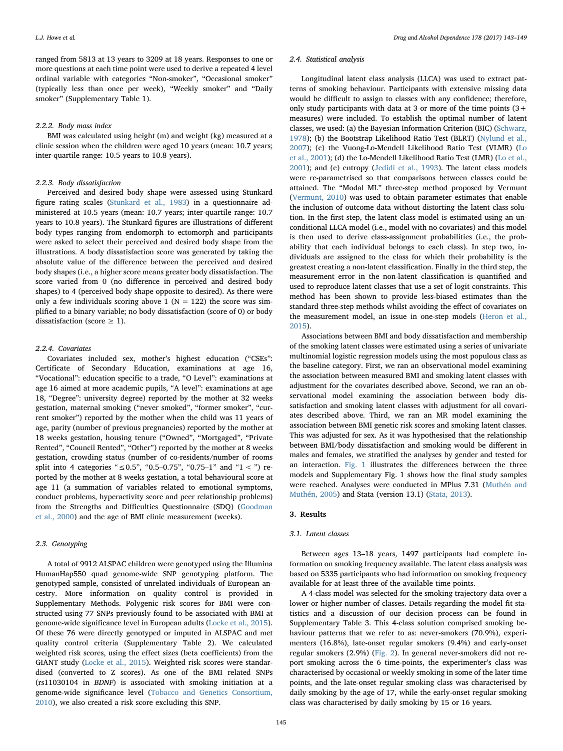ranged from 5813 at 13 years to 3209 at 18 years. Responses to one or more questions at each time point were used to derive a repeated 4 level ordinal variable with categories "Non-smoker", "Occasional smoker" (typically less than once per week), "Weekly smoker" and "Daily smoker" (Supplementary Table 1).

#### 2.2.2. Body mass index

BMI was calculated using height (m) and weight (kg) measured at a clinic session when the children were aged 10 years (mean: 10.7 years; inter-quartile range: 10.5 years to 10.8 years).

#### 2.2.3. Body dissatisfaction

Perceived and desired body shape were assessed using Stunkard figure rating scales (Stunkard et al., 1983) in a questionnaire administered at 10.5 years (mean: 10.7 years; inter-quartile range: 10.7 years to 10.8 years). The Stunkard figures are illustrations of different body types ranging from endomorph to ectomorph and participants were asked to select their perceived and desired body shape from the illustrations. A body dissatisfaction score was generated by taking the absolute value of the difference between the perceived and desired body shapes (i.e., a higher score means greater body dissatisfaction. The score varied from 0 (no difference in perceived and desired body shapes) to 4 (perceived body shape opposite to desired). As there were only a few individuals scoring above 1 (N = 122) the score was simplified to a binary variable; no body dissatisfaction (score of 0) or body dissatisfaction (score ≥ 1).

#### 2.2.4. Covariates

Covariates included sex, mother's highest education ("CSEs": Certificate of Secondary Education, examinations at age 16, "Vocational": education specific to a trade, "O Level": examinations at age 16 aimed at more academic pupils, "A level": examinations at age 18, "Degree": university degree) reported by the mother at 32 weeks gestation, maternal smoking ("never smoked", "former smoker", "current smoker") reported by the mother when the child was 11 years of age, parity (number of previous pregnancies) reported by the mother at 18 weeks gestation, housing tenure ("Owned", "Mortgaged", "Private Rented", "Council Rented", "Other") reported by the mother at 8 weeks gestation, crowding status (number of co-residents/number of rooms split into 4 categories "≤0.5", "0.5–0.75", "0.75–1" and "1 <") reported by the mother at 8 weeks gestation, a total behavioural score at age 11 (a summation of variables related to emotional symptoms, conduct problems, hyperactivity score and peer relationship problems) from the Strengths and Difficulties Questionnaire (SDQ) (Goodman et al., 2000) and the age of BMI clinic measurement (weeks).

### 2.3. Genotyping

A total of 9912 ALSPAC children were genotyped using the Illumina HumanHap550 quad genome-wide SNP genotyping platform. The genotyped sample, consisted of unrelated individuals of European ancestry. More information on quality control is provided in Supplementary Methods. Polygenic risk scores for BMI were constructed using 77 SNPs previously found to be associated with BMI at genome-wide significance level in European adults (Locke et al., 2015). Of these 76 were directly genotyped or imputed in ALSPAC and met quality control criteria (Supplementary Table 2). We calculated weighted risk scores, using the effect sizes (beta coefficients) from the GIANT study (Locke et al., 2015). Weighted risk scores were standardised (converted to Z scores). As one of the BMI related SNPs (rs11030104 in *BDNF*) is associated with smoking initiation at a genome-wide significance level (Tobacco and Genetics Consortium, 2010), we also created a risk score excluding this SNP.

### 2.4. Statistical analysis

Longitudinal latent class analysis (LLCA) was used to extract patterns of smoking behaviour. Participants with extensive missing data would be difficult to assign to classes with any confidence; therefore, only study participants with data at 3 or more of the time points (3+ measures) were included. To establish the optimal number of latent classes, we used: (a) the Bayesian Information Criterion (BIC) (Schwarz, 1978); (b) the Bootstrap Likelihood Ratio Test (BLRT) (Nylund et al., 2007); (c) the Vuong-Lo-Mendell Likelihood Ratio Test (VLMR) (Lo et al., 2001); (d) the Lo-Mendell Likelihood Ratio Test (LMR) (Lo et al., 2001); and (e) entropy (Jedidi et al., 1993). The latent class models were re-parametrised so that comparisons between classes could be attained. The "Modal ML" three-step method proposed by Vermunt (Vermunt, 2010) was used to obtain parameter estimates that enable the inclusion of outcome data without distorting the latent class solution. In the first step, the latent class model is estimated using an unconditional LLCA model (i.e., model with no covariates) and this model is then used to derive class-assignment probabilities (i.e., the probability that each individual belongs to each class). In step two, individuals are assigned to the class for which their probability is the greatest creating a non-latent classification. Finally in the third step, the measurement error in the non-latent classification is quantified and used to reproduce latent classes that use a set of logit constraints. This method has been shown to provide less-biased estimates than the standard three-step methods whilst avoiding the effect of covariates on the measurement model, an issue in one-step models (Heron et al., 2015).

Associations between BMI and body dissatisfaction and membership of the smoking latent classes were estimated using a series of univariate multinomial logistic regression models using the most populous class as the baseline category. First, we ran an observational model examining the association between measured BMI and smoking latent classes with adjustment for the covariates described above. Second, we ran an observational model examining the association between body dissatisfaction and smoking latent classes with adjustment for all covariates described above. Third, we ran an MR model examining the association between BMI genetic risk scores and smoking latent classes. This was adjusted for sex. As it was hypothesised that the relationship between BMI/body dissatisfaction and smoking would be different in males and females, we stratified the analyses by gender and tested for an interaction. Fig. 1 illustrates the differences between the three models and Supplementary Fig. 1 shows how the final study samples were reached. Analyses were conducted in MPlus 7.31 (Muthén and Muthén, 2005) and Stata (version 13.1) (Stata, 2013).

## 3. Results

### 3.1. Latent classes

Between ages 13–18 years, 1497 participants had complete information on smoking frequency available. The latent class analysis was based on 5335 participants who had information on smoking frequency available for at least three of the available time points.

A 4-class model was selected for the smoking trajectory data over a lower or higher number of classes. Details regarding the model fit statistics and a discussion of our decision process can be found in Supplementary Table 3. This 4-class solution comprised smoking behaviour patterns that we refer to as: never-smokers (70.9%), experimenters (16.8%), late-onset regular smokers (9.4%) and early-onset regular smokers (2.9%) (Fig. 2). In general never-smokers did not report smoking across the 6 time-points, the experimenter's class was characterised by occasional or weekly smoking in some of the later time points, and the late-onset regular smoking class was characterised by daily smoking by the age of 17, while the early-onset regular smoking class was characterised by daily smoking by 15 or 16 years.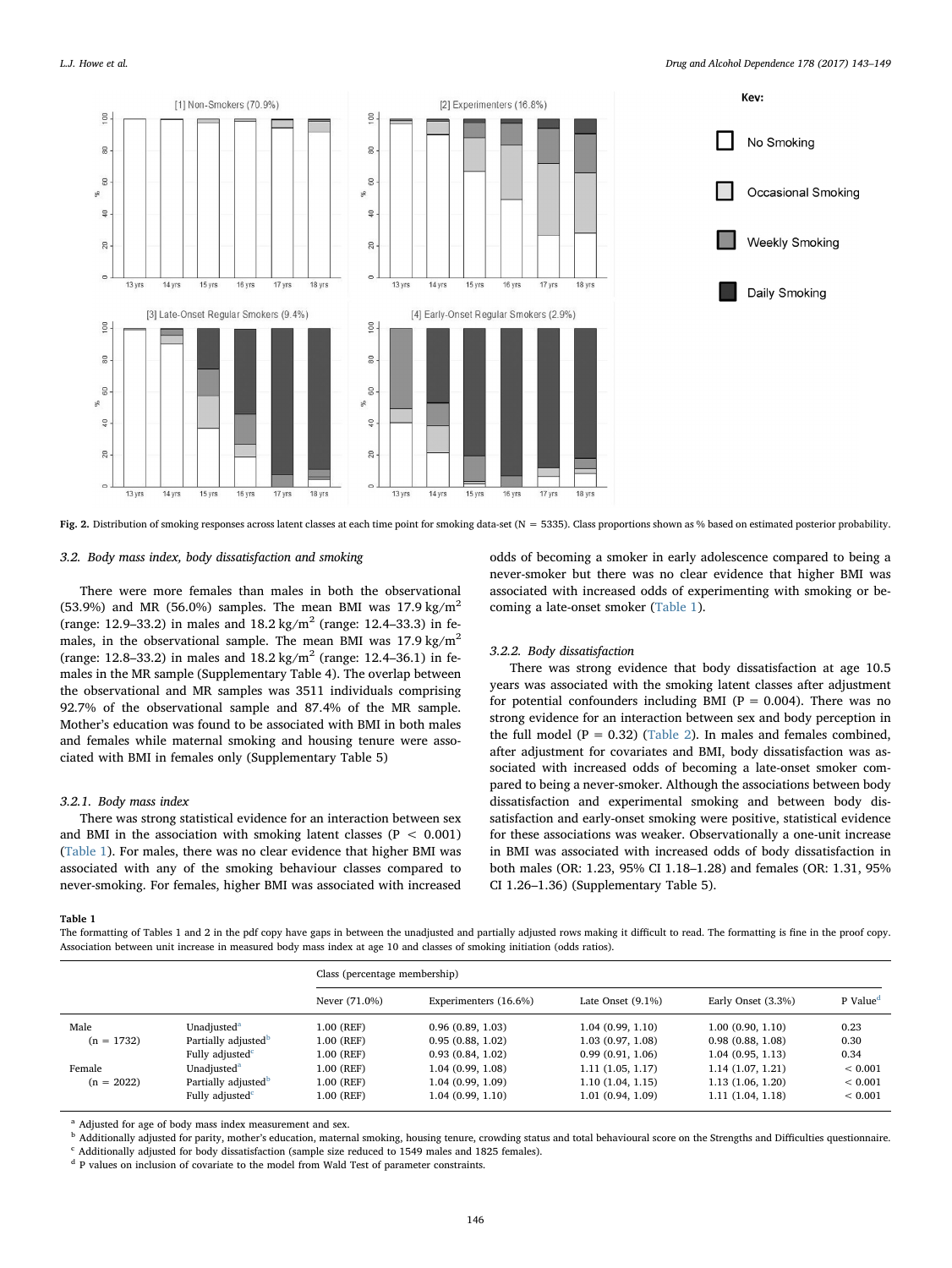**Fig. 2.** Distribution of smoking responses across latent classes at each time point for smoking data-set (N = 5335). Class proportions shown as % based on estimated posterior probability.

### 3.2. Body mass index, body dissatisfaction and smoking

There were more females than males in both the observational (53.9%) and MR (56.0%) samples. The mean BMI was 17.9 kg/m$^2$ (range: 12.9–33.2) in males and 18.2 kg/m$^2$ (range: 12.4–33.3) in females, in the observational sample. The mean BMI was 17.9 kg/m$^2$ (range: 12.8–33.2) in males and 18.2 kg/m$^2$ (range: 12.4–36.1) in females in the MR sample (Supplementary Table 4). The overlap between the observational and MR samples was 3511 individuals comprising 92.7% of the observational sample and 87.4% of the MR sample. Mother's education was found to be associated with BMI in both males and females while maternal smoking and housing tenure were associated with BMI in females only (Supplementary Table 5)

#### 3.2.1. Body mass index

There was strong statistical evidence for an interaction between sex and BMI in the association with smoking latent classes ($P < 0.001$) (Table 1). For males, there was no clear evidence that higher BMI was associated with any of the smoking behaviour classes compared to never-smoking. For females, higher BMI was associated with increased odds of becoming a smoker in early adolescence compared to being a never-smoker but there was no clear evidence that higher BMI was associated with increased odds of experimenting with smoking or becoming a late-onset smoker (Table 1).

#### 3.2.2. Body dissatisfaction

There was strong evidence that body dissatisfaction at age 10.5 years was associated with the smoking latent classes after adjustment for potential confounders including BMI ($P = 0.004$). There was no strong evidence for an interaction between sex and body perception in the full model ($P = 0.32$) (Table 2). In males and females combined, after adjustment for covariates and BMI, body dissatisfaction was associated with increased odds of becoming a late-onset smoker compared to being a never-smoker. Although the associations between body dissatisfaction and experimental smoking and between body dissatisfaction and early-onset smoking were positive, statistical evidence for these associations was weaker. Observationally a one-unit increase in BMI was associated with increased odds of body dissatisfaction in both males (OR: 1.23, 95% CI 1.18–1.28) and females (OR: 1.31, 95% CI 1.26–1.36) (Supplementary Table 5).

**Table 1**
The formatting of Tables 1 and 2 in the pdf copy have gaps in between the unadjusted and partially adjusted rows making it difficult to read. The formatting is fine in the proof copy.
Association between unit increase in measured body mass index at age 10 and classes of smoking initiation (odds ratios).

| | | Class (percentage membership) | | | | |
|---|---|---|---|---|---|---|
| | | Never (71.0%) | Experimenters (16.6%) | Late Onset (9.1%) | Early Onset (3.3%) | P Value[d] |
| Male (n = 1732) | Unadjusted[a] | 1.00 (REF) | 0.96 (0.89, 1.03) | 1.04 (0.99, 1.10) | 1.00 (0.90, 1.10) | 0.23 |
| | Partially adjusted[b] | 1.00 (REF) | 0.95 (0.88, 1.02) | 1.03 (0.97, 1.08) | 0.98 (0.88, 1.08) | 0.30 |
| | Fully adjusted[c] | 1.00 (REF) | 0.93 (0.84, 1.02) | 0.99 (0.91, 1.06) | 1.04 (0.95, 1.13) | 0.34 |
| Female (n = 2022) | Unadjusted[a] | 1.00 (REF) | 1.04 (0.99, 1.08) | 1.11 (1.05, 1.17) | 1.14 (1.07, 1.21) | < 0.001 |
| | Partially adjusted[b] | 1.00 (REF) | 1.04 (0.99, 1.09) | 1.10 (1.04, 1.15) | 1.13 (1.06, 1.20) | < 0.001 |
| | Fully adjusted[c] | 1.00 (REF) | 1.04 (0.99, 1.10) | 1.01 (0.94, 1.09) | 1.11 (1.04, 1.18) | < 0.001 |

[a] Adjusted for age of body mass index measurement and sex.
[b] Additionally adjusted for parity, mother's education, maternal smoking, housing tenure, crowding status and total behavioural score on the Strengths and Difficulties questionnaire.
[c] Additionally adjusted for body dissatisfaction (sample size reduced to 1549 males and 1825 females).
[d] P values on inclusion of covariate to the model from Wald Test of parameter constraints.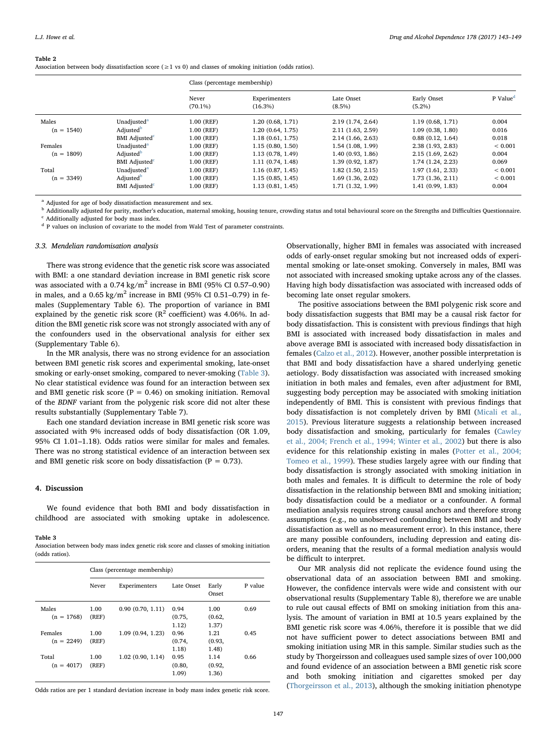**Table 2**
Association between body dissatisfaction score (≥1 vs 0) and classes of smoking initiation (odds ratios).

| | | Class (percentage membership) | | | | |
|---|---|---|---|---|---|---|
| | | Never (70.1%) | Experimenters (16.3%) | Late Onset (8.5%) | Early Onset (5.2%) | P Value[d] |
| Males (n = 1540) | Unadjusted[a] | 1.00 (REF) | 1.20 (0.68, 1.71) | 2.19 (1.74, 2.64) | 1.19 (0.68, 1.71) | 0.004 |
| | Adjusted[b] | 1.00 (REF) | 1.20 (0.64, 1.75) | 2.11 (1.63, 2.59) | 1.09 (0.38, 1.80) | 0.016 |
| | BMI Adjusted[c] | 1.00 (REF) | 1.18 (0.61, 1.75) | 2.14 (1.66, 2.63) | 0.88 (0.12, 1.64) | 0.018 |
| Females (n = 1809) | Unadjusted[a] | 1.00 (REF) | 1.15 (0.80, 1.50) | 1.54 (1.08, 1.99) | 2.38 (1.93, 2.83) | < 0.001 |
| | Adjusted[b] | 1.00 (REF) | 1.13 (0.78, 1.49) | 1.40 (0.93, 1.86) | 2.15 (1.69, 2.62) | 0.004 |
| | BMI Adjusted[c] | 1.00 (REF) | 1.11 (0.74, 1.48) | 1.39 (0.92, 1.87) | 1.74 (1.24, 2.23) | 0.069 |
| Total (n = 3349) | Unadjusted[a] | 1.00 (REF) | 1.16 (0.87, 1.45) | 1.82 (1.50, 2.15) | 1.97 (1.61, 2.33) | < 0.001 |
| | Adjusted[b] | 1.00 (REF) | 1.15 (0.85, 1.45) | 1.69 (1.36, 2.02) | 1.73 (1.36, 2.11) | < 0.001 |
| | BMI Adjusted[c] | 1.00 (REF) | 1.13 (0.81, 1.45) | 1.71 (1.32, 1.99) | 1.41 (0.99, 1.83) | 0.004 |

[a] Adjusted for age of body dissatisfaction measurement and sex.
[b] Additionally adjusted for parity, mother's education, maternal smoking, housing tenure, crowding status and total behavioural score on the Strengths and Difficulties Questionnaire.
[c] Additionally adjusted for body mass index.
[d] P values on inclusion of covariate to the model from Wald Test of parameter constraints.

### 3.3. Mendelian randomisation analysis

There was strong evidence that the genetic risk score was associated with BMI: a one standard deviation increase in BMI genetic risk score was associated with a 0.74 $kg/m^2$ increase in BMI (95% CI 0.57–0.90) in males, and a 0.65 $kg/m^2$ increase in BMI (95% CI 0.51–0.79) in females (Supplementary Table 6). The proportion of variance in BMI explained by the genetic risk score ($R^2$ coefficient) was 4.06%. In addition the BMI genetic risk score was not strongly associated with any of the confounders used in the observational analysis for either sex (Supplementary Table 6).

In the MR analysis, there was no strong evidence for an association between BMI genetic risk scores and experimental smoking, late-onset smoking or early-onset smoking, compared to never-smoking (Table 3). No clear statistical evidence was found for an interaction between sex and BMI genetic risk score (P = 0.46) on smoking initiation. Removal of the *BDNF* variant from the polygenic risk score did not alter these results substantially (Supplementary Table 7).

Each one standard deviation increase in BMI genetic risk score was associated with 9% increased odds of body dissatisfaction (OR 1.09, 95% CI 1.01–1.18). Odds ratios were similar for males and females. There was no strong statistical evidence of an interaction between sex and BMI genetic risk score on body dissatisfaction (P = 0.73).

## 4. Discussion

We found evidence that both BMI and body dissatisfaction in childhood are associated with smoking uptake in adolescence.

**Table 3**
Association between body mass index genetic risk score and classes of smoking initiation (odds ratios).

| | Class (percentage membership) | | | | |
|---|---|---|---|---|---|
| | Never | Experimenters | Late Onset | Early Onset | P value |
| Males (n = 1768) | 1.00 (REF) | 0.90 (0.70, 1.11) | 0.94 (0.75, 1.12) | 1.00 (0.62, 1.37) | 0.69 |
| Females (n = 2249) | 1.00 (REF) | 1.09 (0.94, 1.23) | 0.96 (0.74, 1.18) | 1.21 (0.93, 1.48) | 0.45 |
| Total (n = 4017) | 1.00 (REF) | 1.02 (0.90, 1.14) | 0.95 (0.80, 1.09) | 1.14 (0.92, 1.36) | 0.66 |

Odds ratios are per 1 standard deviation increase in body mass index genetic risk score.

Observationally, higher BMI in females was associated with increased odds of early-onset regular smoking but not increased odds of experimental smoking or late-onset smoking. Conversely in males, BMI was not associated with increased smoking uptake across any of the classes. Having high body dissatisfaction was associated with increased odds of becoming late onset regular smokers.

The positive associations between the BMI polygenic risk score and body dissatisfaction suggests that BMI may be a causal risk factor for body dissatisfaction. This is consistent with previous findings that high BMI is associated with increased body dissatisfaction in males and above average BMI is associated with increased body dissatisfaction in females (Calzo et al., 2012). However, another possible interpretation is that BMI and body dissatisfaction have a shared underlying genetic aetiology. Body dissatisfaction was associated with increased smoking initiation in both males and females, even after adjustment for BMI, suggesting body perception may be associated with smoking initiation independently of BMI. This is consistent with previous findings that body dissatisfaction is not completely driven by BMI (Micali et al., 2015). Previous literature suggests a relationship between increased body dissatisfaction and smoking, particularly for females (Cawley et al., 2004; French et al., 1994; Winter et al., 2002) but there is also evidence for this relationship existing in males (Potter et al., 2004; Tomeo et al., 1999). These studies largely agree with our finding that body dissatisfaction is strongly associated with smoking initiation in both males and females. It is difficult to determine the role of body dissatisfaction in the relationship between BMI and smoking initiation; body dissatisfaction could be a mediator or a confounder. A formal mediation analysis requires strong causal anchors and therefore strong assumptions (e.g., no unobserved confounding between BMI and body dissatisfaction as well as no measurement error). In this instance, there are many possible confounders, including depression and eating disorders, meaning that the results of a formal mediation analysis would be difficult to interpret.

Our MR analysis did not replicate the evidence found using the observational data of an association between BMI and smoking. However, the confidence intervals were wide and consistent with our observational results (Supplementary Table 8), therefore we are unable to rule out causal effects of BMI on smoking initiation from this analysis. The amount of variation in BMI at 10.5 years explained by the BMI genetic risk score was 4.06%, therefore it is possible that we did not have sufficient power to detect associations between BMI and smoking initiation using MR in this sample. Similar studies such as the study by Thorgeirsson and colleagues used sample sizes of over 100,000 and found evidence of an association between a BMI genetic risk score and both smoking initiation and cigarettes smoked per day (Thorgeirsson et al., 2013), although the smoking initiation phenotype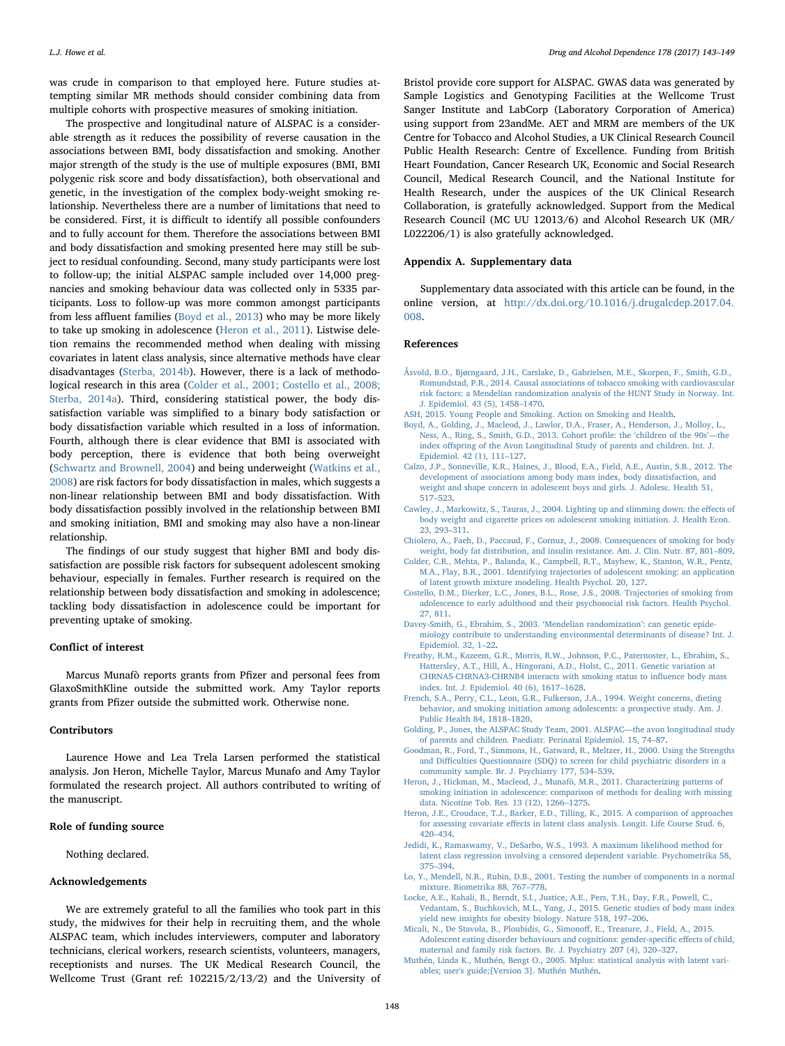was crude in comparison to that employed here. Future studies attempting similar MR methods should consider combining data from multiple cohorts with prospective measures of smoking initiation.

The prospective and longitudinal nature of ALSPAC is a considerable strength as it reduces the possibility of reverse causation in the associations between BMI, body dissatisfaction and smoking. Another major strength of the study is the use of multiple exposures (BMI, BMI polygenic risk score and body dissatisfaction), both observational and genetic, in the investigation of the complex body-weight smoking relationship. Nevertheless there are a number of limitations that need to be considered. First, it is difficult to identify all possible confounders and to fully account for them. Therefore the associations between BMI and body dissatisfaction and smoking presented here may still be subject to residual confounding. Second, many study participants were lost to follow-up; the initial ALSPAC sample included over 14,000 pregnancies and smoking behaviour data was collected only in 5335 participants. Loss to follow-up was more common amongst participants from less affluent families (Boyd et al., 2013) who may be more likely to take up smoking in adolescence (Heron et al., 2011). Listwise deletion remains the recommended method when dealing with missing covariates in latent class analysis, since alternative methods have clear disadvantages (Sterba, 2014b). However, there is a lack of methodological research in this area (Colder et al., 2001; Costello et al., 2008; Sterba, 2014a). Third, considering statistical power, the body dissatisfaction variable was simplified to a binary body satisfaction or body dissatisfaction variable which resulted in a loss of information. Fourth, although there is clear evidence that BMI is associated with body perception, there is evidence that both being overweight (Schwartz and Brownell, 2004) and being underweight (Watkins et al., 2008) are risk factors for body dissatisfaction in males, which suggests a non-linear relationship between BMI and body dissatisfaction. With body dissatisfaction possibly involved in the relationship between BMI and smoking initiation, BMI and smoking may also have a non-linear relationship.

The findings of our study suggest that higher BMI and body dissatisfaction are possible risk factors for subsequent adolescent smoking behaviour, especially in females. Further research is required on the relationship between body dissatisfaction and smoking in adolescence; tackling body dissatisfaction in adolescence could be important for preventing uptake of smoking.

## Conflict of interest

Marcus Munafò reports grants from Pfizer and personal fees from GlaxoSmithKline outside the submitted work. Amy Taylor reports grants from Pfizer outside the submitted work. Otherwise none.

## Contributors

Laurence Howe and Lea Trela Larsen performed the statistical analysis. Jon Heron, Michelle Taylor, Marcus Munafo and Amy Taylor formulated the research project. All authors contributed to writing of the manuscript.

## Role of funding source

Nothing declared.

## Acknowledgements

We are extremely grateful to all the families who took part in this study, the midwives for their help in recruiting them, and the whole ALSPAC team, which includes interviewers, computer and laboratory technicians, clerical workers, research scientists, volunteers, managers, receptionists and nurses. The UK Medical Research Council, the Wellcome Trust (Grant ref: 102215/2/13/2) and the University of Bristol provide core support for ALSPAC. GWAS data was generated by Sample Logistics and Genotyping Facilities at the Wellcome Trust Sanger Institute and LabCorp (Laboratory Corporation of America) using support from 23andMe. AET and MRM are members of the UK Centre for Tobacco and Alcohol Studies, a UK Clinical Research Council Public Health Research: Centre of Excellence. Funding from British Heart Foundation, Cancer Research UK, Economic and Social Research Council, Medical Research Council, and the National Institute for Health Research, under the auspices of the UK Clinical Research Collaboration, is gratefully acknowledged. Support from the Medical Research Council (MC UU 12013/6) and Alcohol Research UK (MR/L022206/1) is also gratefully acknowledged.

## Appendix A. Supplementary data

Supplementary data associated with this article can be found, in the online version, at http://dx.doi.org/10.1016/j.drugalcdep.2017.04.008.

## References

Åsvold, B.O., Bjørngaard, J.H., Carslake, D., Gabrielsen, M.E., Skorpen, F., Smith, G.D., Romundstad, P.R., 2014. Causal associations of tobacco smoking with cardiovascular risk factors: a Mendelian randomization analysis of the HUNT Study in Norway. Int. J. Epidemiol. 43 (5), 1458–1470.

ASH, 2015. Young People and Smoking. Action on Smoking and Health.

Boyd, A., Golding, J., Macleod, J., Lawlor, D.A., Fraser, A., Henderson, J., Molloy, L., Ness, A., Ring, S., Smith, G.D., 2013. Cohort profile: the 'children of the 90s'—the index offspring of the Avon Longitudinal Study of parents and children. Int. J. Epidemiol. 42 (1), 111–127.

Calzo, J.P., Sonneville, K.R., Haines, J., Blood, E.A., Field, A.E., Austin, S.B., 2012. The development of associations among body mass index, body dissatisfaction, and weight and shape concern in adolescent boys and girls. J. Adolesc. Health 51, 517–523.

Cawley, J., Markowitz, S., Tauras, J., 2004. Lighting up and slimming down: the effects of body weight and cigarette prices on adolescent smoking initiation. J. Health Econ. 23, 293–311.

Chiolero, A., Faeh, D., Paccaud, F., Cornuz, J., 2008. Consequences of smoking for body weight, body fat distribution, and insulin resistance. Am. J. Clin. Nutr. 87, 801–809.

Colder, C.R., Mehta, P., Balanda, K., Campbell, R.T., Mayhew, K., Stanton, W.R., Pentz, M.A., Flay, B.R., 2001. Identifying trajectories of adolescent smoking: an application of latent growth mixture modeling. Health Psychol. 20, 127.

Costello, D.M., Dierker, L.C., Jones, B.L., Rose, J.S., 2008. Trajectories of smoking from adolescence to early adulthood and their psychosocial risk factors. Health Psychol. 27, 811.

Davey-Smith, G., Ebrahim, S., 2003. 'Mendelian randomization': can genetic epidemiology contribute to understanding environmental determinants of disease? Int. J. Epidemiol. 32, 1–22.

Freathy, R.M., Kazeem, G.R., Morris, R.W., Johnson, P.C., Paternoster, L., Ebrahim, S., Hattersley, A.T., Hill, A., Hingorani, A.D., Holst, C., 2011. Genetic variation at CHRNA5-CHRNA3-CHRNB4 interacts with smoking status to influence body mass index. Int. J. Epidemiol. 40 (6), 1617–1628.

French, S.A., Perry, C.L., Leon, G.R., Fulkerson, J.A., 1994. Weight concerns, dieting behavior, and smoking initiation among adolescents: a prospective study. Am. J. Public Health 84, 1818–1820.

Golding, P., Jones, the ALSPAC Study Team, 2001. ALSPAC—the avon longitudinal study of parents and children. Paediatr. Perinatal Epidemiol. 15, 74–87.

Goodman, R., Ford, T., Simmons, H., Gatward, R., Meltzer, H., 2000. Using the Strengths and Difficulties Questionnaire (SDQ) to screen for child psychiatric disorders in a community sample. Br. J. Psychiatry 177, 534–539.

Heron, J., Hickman, M., Macleod, J., Munafò, M.R., 2011. Characterizing patterns of smoking initiation in adolescence: comparison of methods for dealing with missing data. Nicotine Tob. Res. 13 (12), 1266–1275.

Heron, J.E., Croudace, T.J., Barker, E.D., Tilling, K., 2015. A comparison of approaches for assessing covariate effects in latent class analysis. Longit. Life Course Stud. 6, 420–434.

Jedidi, K., Ramaswamy, V., DeSarbo, W.S., 1993. A maximum likelihood method for latent class regression involving a censored dependent variable. Psychometrika 58, 375–394.

Lo, Y., Mendell, N.R., Rubin, D.B., 2001. Testing the number of components in a normal mixture. Biometrika 88, 767–778.

Locke, A.E., Kahali, B., Berndt, S.I., Justice, A.E., Pers, T.H., Day, F.R., Powell, C., Vedantam, S., Buchkovich, M.L., Yang, J., 2015. Genetic studies of body mass index yield new insights for obesity biology. Nature 518, 197–206.

Micali, N., De Stavola, B., Ploubidis, G., Simonoff, E., Treasure, J., Field, A., 2015. Adolescent eating disorder behaviours and cognitions: gender-specific effects of child, maternal and family risk factors. Br. J. Psychiatry 207 (4), 320–327.

Muthén, Linda K., Muthén, Bengt O., 2005. Mplus: statistical analysis with latent variables; user's guide;[Version 3]. Muthén Muthén.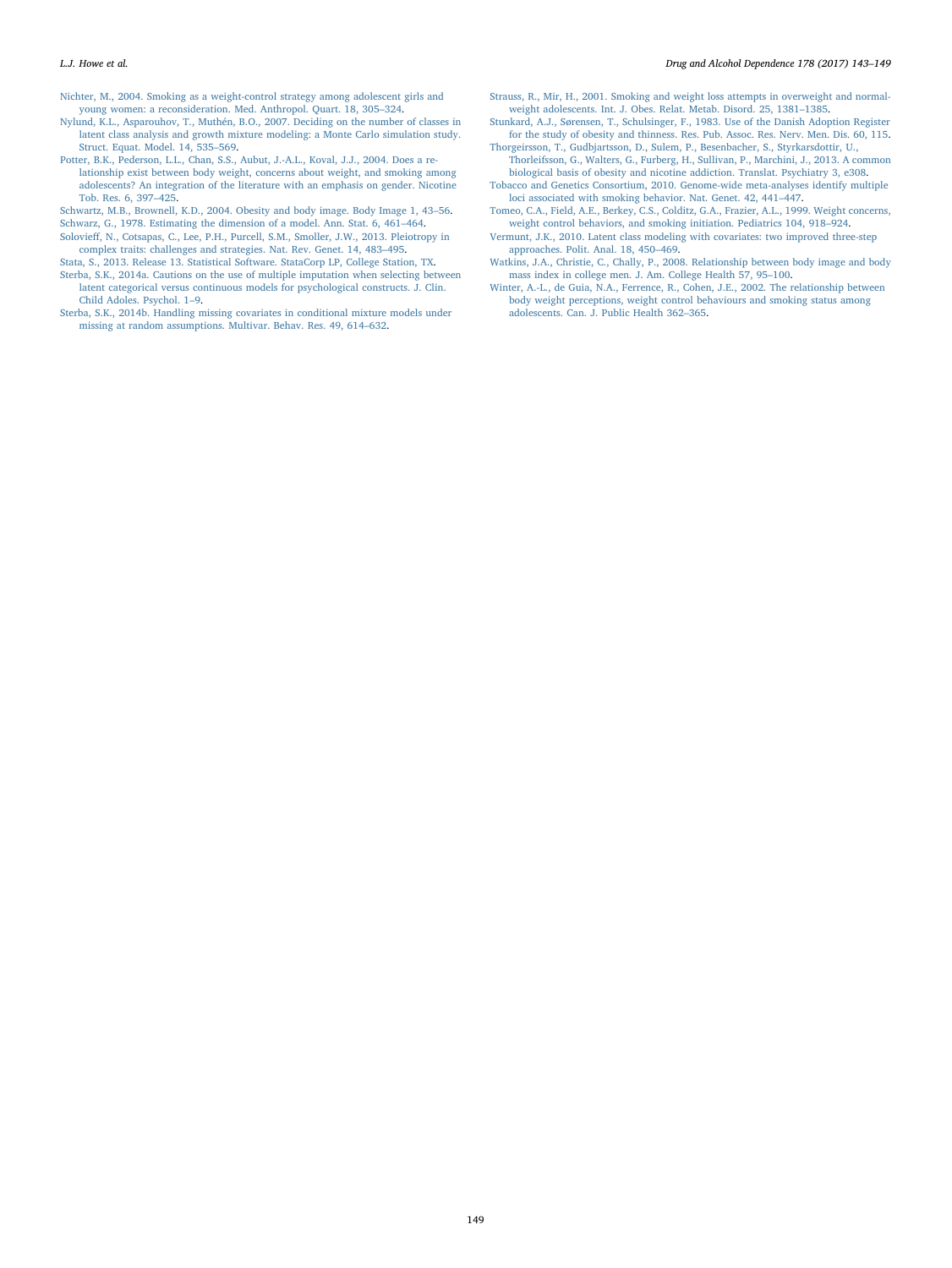Nichter, M., 2004. Smoking as a weight-control strategy among adolescent girls and young women: a reconsideration. Med. Anthropol. Quart. 18, 305–324.

Nylund, K.L., Asparouhov, T., Muthén, B.O., 2007. Deciding on the number of classes in latent class analysis and growth mixture modeling: a Monte Carlo simulation study. Struct. Equat. Model. 14, 535–569.

Potter, B.K., Pederson, L.L., Chan, S.S., Aubut, J.-A.L., Koval, J.J., 2004. Does a relationship exist between body weight, concerns about weight, and smoking among adolescents? An integration of the literature with an emphasis on gender. Nicotine Tob. Res. 6, 397–425.

Schwartz, M.B., Brownell, K.D., 2004. Obesity and body image. Body Image 1, 43–56.

Schwarz, G., 1978. Estimating the dimension of a model. Ann. Stat. 6, 461–464.

Solovieff, N., Cotsapas, C., Lee, P.H., Purcell, S.M., Smoller, J.W., 2013. Pleiotropy in complex traits: challenges and strategies. Nat. Rev. Genet. 14, 483–495.

Stata, S., 2013. Release 13. Statistical Software. StataCorp LP, College Station, TX.

Sterba, S.K., 2014a. Cautions on the use of multiple imputation when selecting between latent categorical versus continuous models for psychological constructs. J. Clin. Child Adoles. Psychol. 1–9.

Sterba, S.K., 2014b. Handling missing covariates in conditional mixture models under missing at random assumptions. Multivar. Behav. Res. 49, 614–632.

Strauss, R., Mir, H., 2001. Smoking and weight loss attempts in overweight and normal-weight adolescents. Int. J. Obes. Relat. Metab. Disord. 25, 1381–1385.

Stunkard, A.J., Sørensen, T., Schulsinger, F., 1983. Use of the Danish Adoption Register for the study of obesity and thinness. Res. Pub. Assoc. Res. Nerv. Men. Dis. 60, 115.

Thorgeirsson, T., Gudbjartsson, D., Sulem, P., Besenbacher, S., Styrkarsdottir, U., Thorleifsson, G., Walters, G., Furberg, H., Sullivan, P., Marchini, J., 2013. A common biological basis of obesity and nicotine addiction. Translat. Psychiatry 3, e308.

Tobacco and Genetics Consortium, 2010. Genome-wide meta-analyses identify multiple loci associated with smoking behavior. Nat. Genet. 42, 441–447.

Tomeo, C.A., Field, A.E., Berkey, C.S., Colditz, G.A., Frazier, A.L., 1999. Weight concerns, weight control behaviors, and smoking initiation. Pediatrics 104, 918–924.

Vermunt, J.K., 2010. Latent class modeling with covariates: two improved three-step approaches. Polit. Anal. 18, 450–469.

Watkins, J.A., Christie, C., Chally, P., 2008. Relationship between body image and body mass index in college men. J. Am. College Health 57, 95–100.

Winter, A.-L., de Guia, N.A., Ferrence, R., Cohen, J.E., 2002. The relationship between body weight perceptions, weight control behaviours and smoking status among adolescents. Can. J. Public Health 362–365.